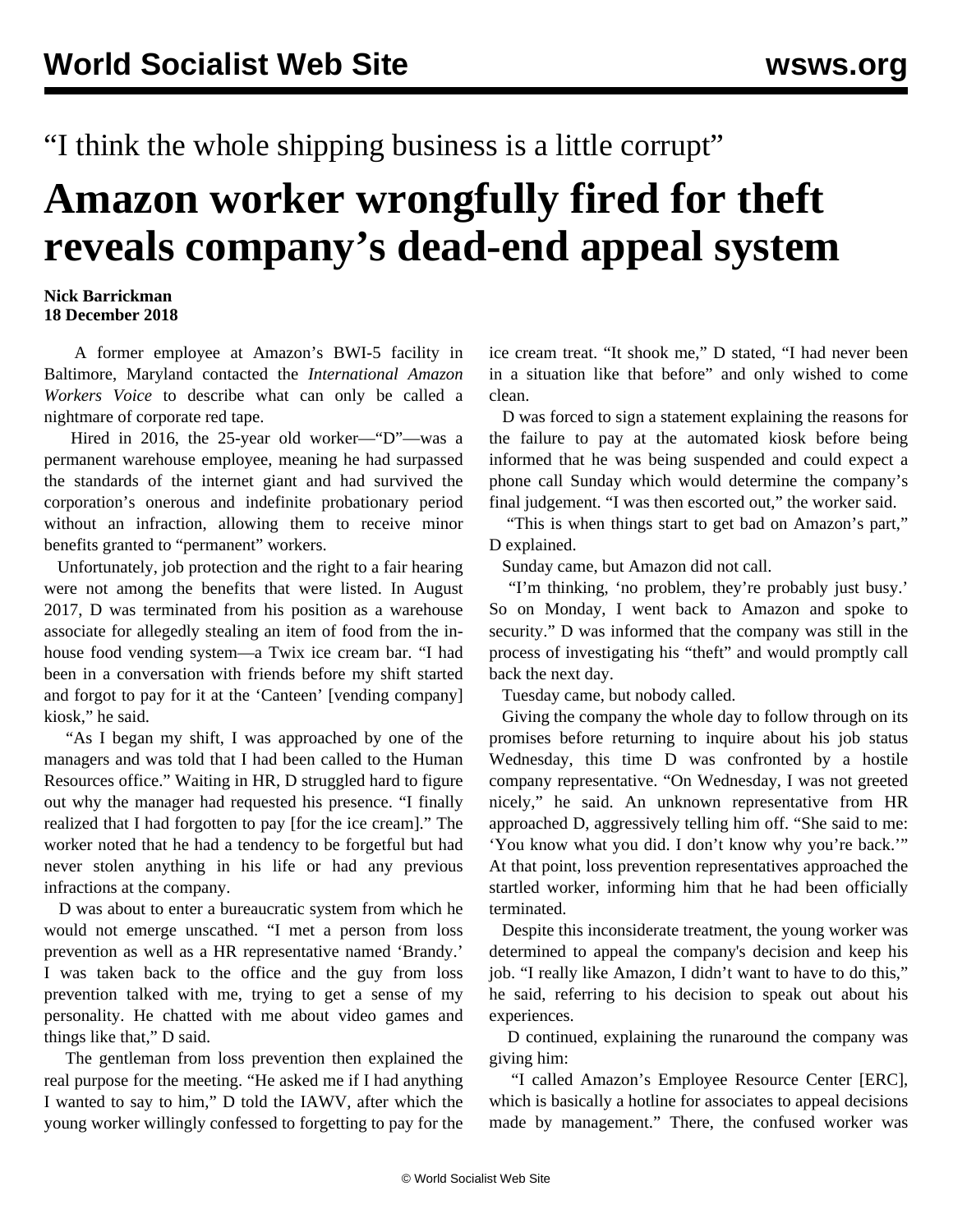“I think the whole shipping business is a little corrupt”

# Amazon worker wrongfully fired for theft reveals company’s dead-end appeal system

**Nick Barrickman**
**18 December 2018**

A former employee at Amazon’s BWI-5 facility in Baltimore, Maryland contacted the *International Amazon Workers Voice* to describe what can only be called a nightmare of corporate red tape.

Hired in 2016, the 25-year old worker—“D”—was a permanent warehouse employee, meaning he had surpassed the standards of the internet giant and had survived the corporation’s onerous and indefinite probationary period without an infraction, allowing them to receive minor benefits granted to “permanent” workers.

Unfortunately, job protection and the right to a fair hearing were not among the benefits that were listed. In August 2017, D was terminated from his position as a warehouse associate for allegedly stealing an item of food from the in-house food vending system—a Twix ice cream bar. “I had been in a conversation with friends before my shift started and forgot to pay for it at the ‘Canteen’ [vending company] kiosk,” he said.

“As I began my shift, I was approached by one of the managers and was told that I had been called to the Human Resources office.” Waiting in HR, D struggled hard to figure out why the manager had requested his presence. “I finally realized that I had forgotten to pay [for the ice cream].” The worker noted that he had a tendency to be forgetful but had never stolen anything in his life or had any previous infractions at the company.

D was about to enter a bureaucratic system from which he would not emerge unscathed. “I met a person from loss prevention as well as a HR representative named ‘Brandy.’ I was taken back to the office and the guy from loss prevention talked with me, trying to get a sense of my personality. He chatted with me about video games and things like that,” D said.

The gentleman from loss prevention then explained the real purpose for the meeting. “He asked me if I had anything I wanted to say to him,” D told the IAWV, after which the young worker willingly confessed to forgetting to pay for the ice cream treat. “It shook me,” D stated, “I had never been in a situation like that before” and only wished to come clean.

D was forced to sign a statement explaining the reasons for the failure to pay at the automated kiosk before being informed that he was being suspended and could expect a phone call Sunday which would determine the company’s final judgement. “I was then escorted out,” the worker said.

“This is when things start to get bad on Amazon’s part,” D explained.

Sunday came, but Amazon did not call.

“I’m thinking, ‘no problem, they’re probably just busy.’ So on Monday, I went back to Amazon and spoke to security.” D was informed that the company was still in the process of investigating his “theft” and would promptly call back the next day.

Tuesday came, but nobody called.

Giving the company the whole day to follow through on its promises before returning to inquire about his job status Wednesday, this time D was confronted by a hostile company representative. “On Wednesday, I was not greeted nicely,” he said. An unknown representative from HR approached D, aggressively telling him off. “She said to me: ‘You know what you did. I don’t know why you’re back.’” At that point, loss prevention representatives approached the startled worker, informing him that he had been officially terminated.

Despite this inconsiderate treatment, the young worker was determined to appeal the company's decision and keep his job. “I really like Amazon, I didn’t want to have to do this,” he said, referring to his decision to speak out about his experiences.

D continued, explaining the runaround the company was giving him:

“I called Amazon’s Employee Resource Center [ERC], which is basically a hotline for associates to appeal decisions made by management.” There, the confused worker was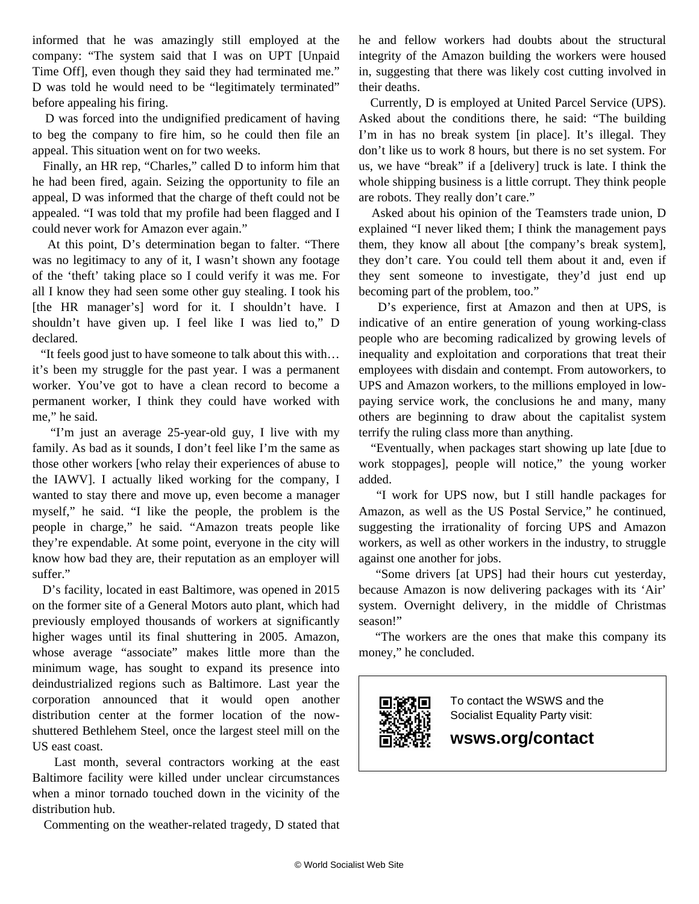informed that he was amazingly still employed at the company: "The system said that I was on UPT [Unpaid Time Off], even though they said they had terminated me." D was told he would need to be "legitimately terminated" before appealing his firing.

D was forced into the undignified predicament of having to beg the company to fire him, so he could then file an appeal. This situation went on for two weeks.

Finally, an HR rep, "Charles," called D to inform him that he had been fired, again. Seizing the opportunity to file an appeal, D was informed that the charge of theft could not be appealed. "I was told that my profile had been flagged and I could never work for Amazon ever again."

At this point, D's determination began to falter. "There was no legitimacy to any of it, I wasn't shown any footage of the 'theft' taking place so I could verify it was me. For all I know they had seen some other guy stealing. I took his [the HR manager's] word for it. I shouldn't have. I shouldn't have given up. I feel like I was lied to," D declared.

"It feels good just to have someone to talk about this with… it's been my struggle for the past year. I was a permanent worker. You've got to have a clean record to become a permanent worker, I think they could have worked with me," he said.

"I'm just an average 25-year-old guy, I live with my family. As bad as it sounds, I don't feel like I'm the same as those other workers [who relay their experiences of abuse to the IAWV]. I actually liked working for the company, I wanted to stay there and move up, even become a manager myself," he said. "I like the people, the problem is the people in charge," he said. "Amazon treats people like they're expendable. At some point, everyone in the city will know how bad they are, their reputation as an employer will suffer."

D's facility, located in east Baltimore, was opened in 2015 on the former site of a General Motors auto plant, which had previously employed thousands of workers at significantly higher wages until its final shuttering in 2005. Amazon, whose average "associate" makes little more than the minimum wage, has sought to expand its presence into deindustrialized regions such as Baltimore. Last year the corporation announced that it would open another distribution center at the former location of the now-shuttered Bethlehem Steel, once the largest steel mill on the US east coast.

Last month, several contractors working at the east Baltimore facility were killed under unclear circumstances when a minor tornado touched down in the vicinity of the distribution hub.

Commenting on the weather-related tragedy, D stated that he and fellow workers had doubts about the structural integrity of the Amazon building the workers were housed in, suggesting that there was likely cost cutting involved in their deaths.

Currently, D is employed at United Parcel Service (UPS). Asked about the conditions there, he said: "The building I'm in has no break system [in place]. It's illegal. They don't like us to work 8 hours, but there is no set system. For us, we have "break" if a [delivery] truck is late. I think the whole shipping business is a little corrupt. They think people are robots. They really don't care."

Asked about his opinion of the Teamsters trade union, D explained "I never liked them; I think the management pays them, they know all about [the company's break system], they don't care. You could tell them about it and, even if they sent someone to investigate, they'd just end up becoming part of the problem, too."

D's experience, first at Amazon and then at UPS, is indicative of an entire generation of young working-class people who are becoming radicalized by growing levels of inequality and exploitation and corporations that treat their employees with disdain and contempt. From autoworkers, to UPS and Amazon workers, to the millions employed in low-paying service work, the conclusions he and many, many others are beginning to draw about the capitalist system terrify the ruling class more than anything.

"Eventually, when packages start showing up late [due to work stoppages], people will notice," the young worker added.

"I work for UPS now, but I still handle packages for Amazon, as well as the US Postal Service," he continued, suggesting the irrationality of forcing UPS and Amazon workers, as well as other workers in the industry, to struggle against one another for jobs.

"Some drivers [at UPS] had their hours cut yesterday, because Amazon is now delivering packages with its 'Air' system. Overnight delivery, in the middle of Christmas season!"

"The workers are the ones that make this company its money," he concluded.

To contact the WSWS and the Socialist Equality Party visit:

**wsws.org/contact**